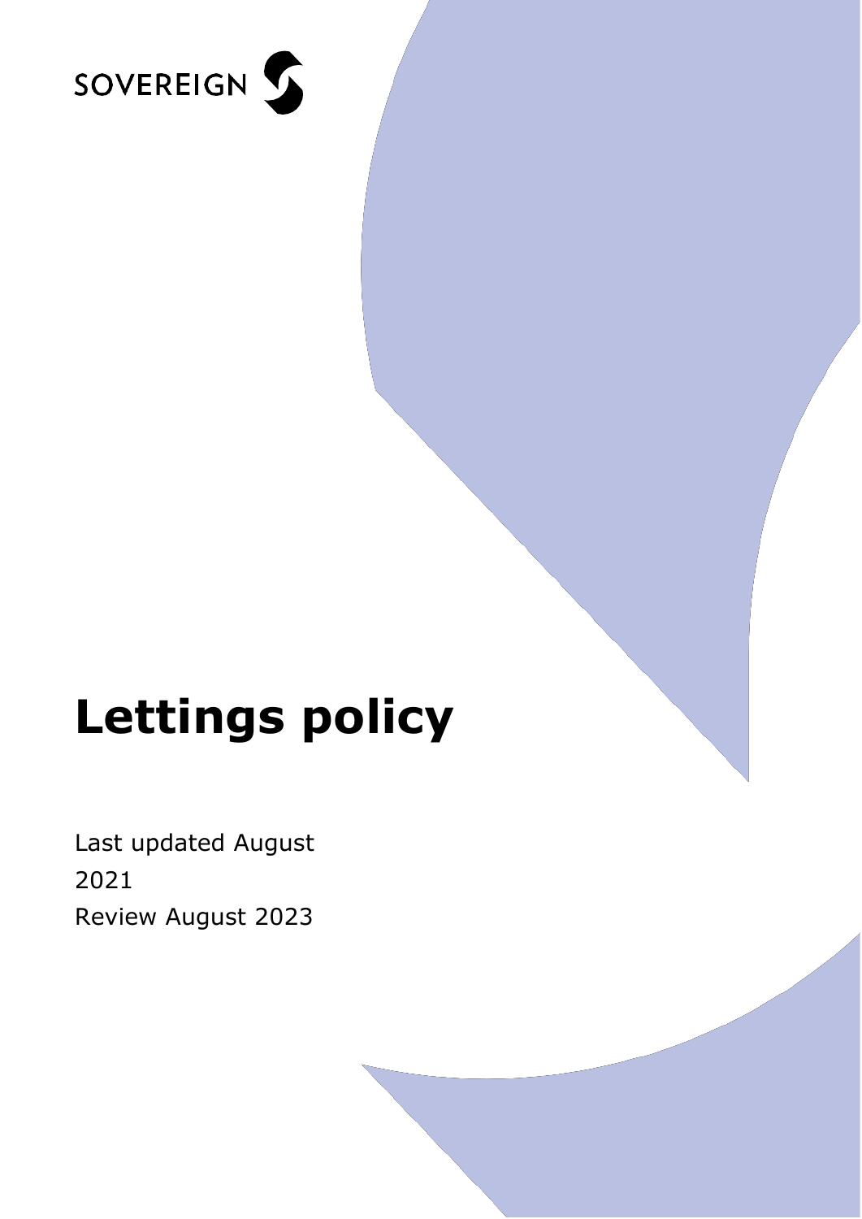SOVEREIGN

# Lettings policy

Last updated August 2021

Review August 2023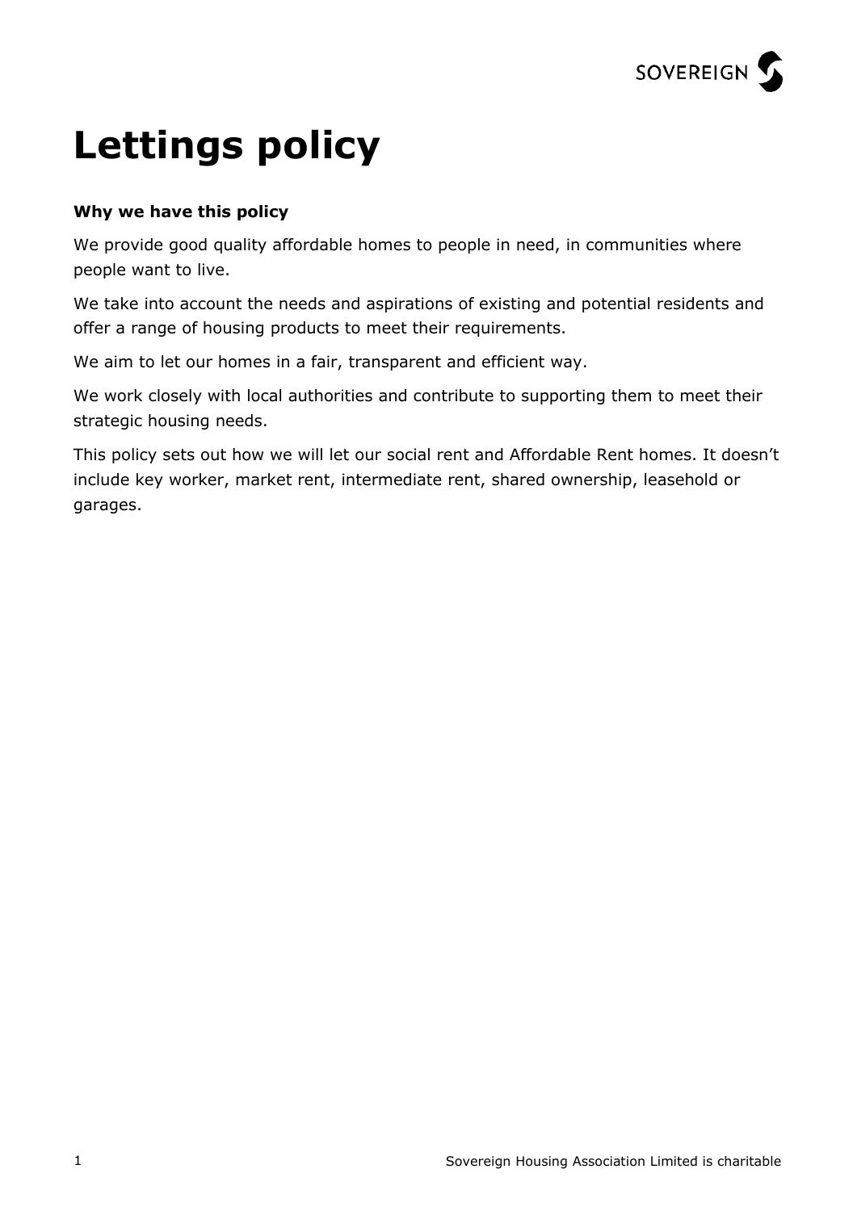# Lettings policy

**Why we have this policy**

We provide good quality affordable homes to people in need, in communities where people want to live.

We take into account the needs and aspirations of existing and potential residents and offer a range of housing products to meet their requirements.

We aim to let our homes in a fair, transparent and efficient way.

We work closely with local authorities and contribute to supporting them to meet their strategic housing needs.

This policy sets out how we will let our social rent and Affordable Rent homes. It doesn't include key worker, market rent, intermediate rent, shared ownership, leasehold or garages.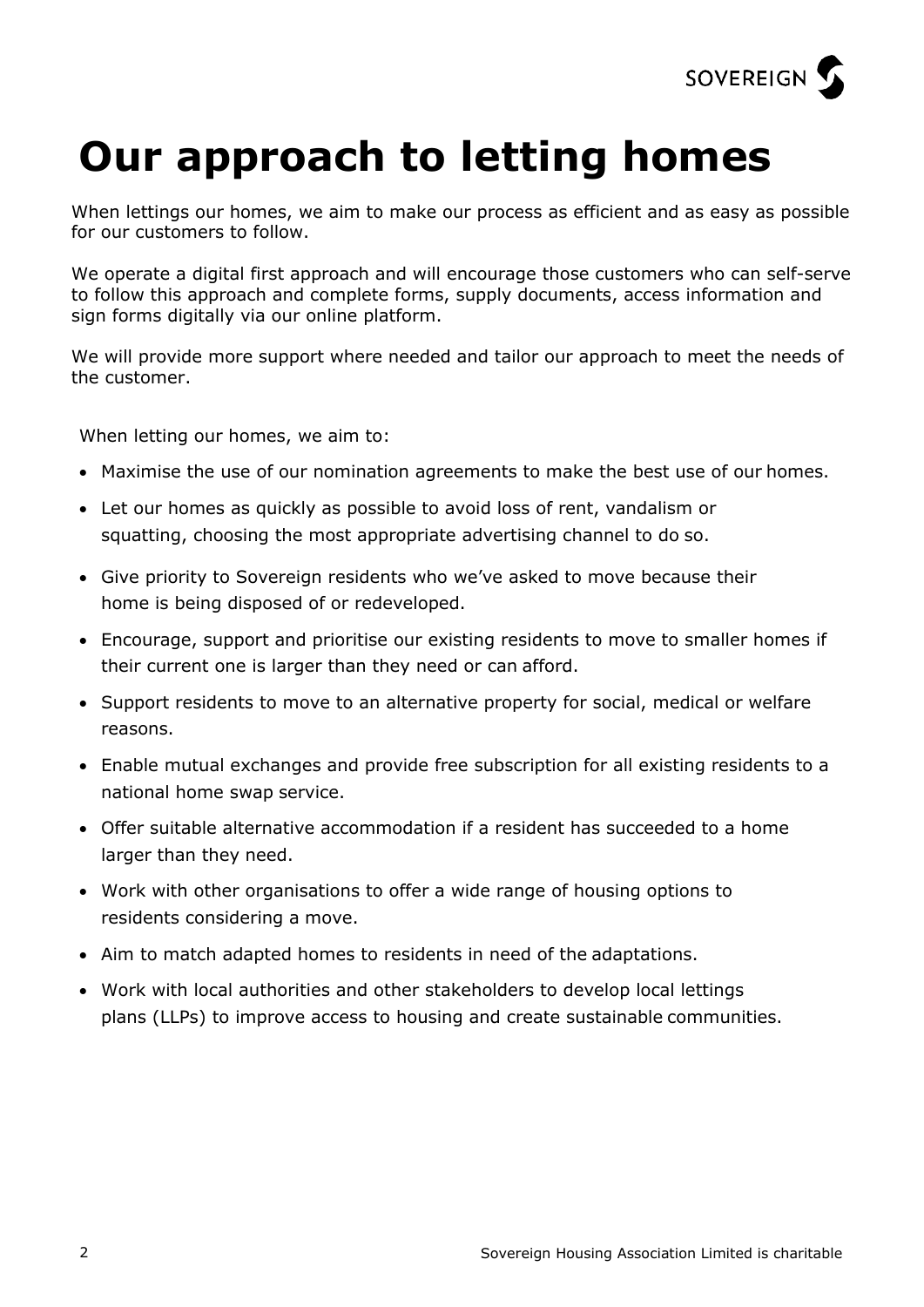# Our approach to letting homes

When lettings our homes, we aim to make our process as efficient and as easy as possible for our customers to follow.

We operate a digital first approach and will encourage those customers who can self-serve to follow this approach and complete forms, supply documents, access information and sign forms digitally via our online platform.

We will provide more support where needed and tailor our approach to meet the needs of the customer.

When letting our homes, we aim to:

- Maximise the use of our nomination agreements to make the best use of our homes.
- Let our homes as quickly as possible to avoid loss of rent, vandalism or squatting, choosing the most appropriate advertising channel to do so.
- Give priority to Sovereign residents who we've asked to move because their home is being disposed of or redeveloped.
- Encourage, support and prioritise our existing residents to move to smaller homes if their current one is larger than they need or can afford.
- Support residents to move to an alternative property for social, medical or welfare reasons.
- Enable mutual exchanges and provide free subscription for all existing residents to a national home swap service.
- Offer suitable alternative accommodation if a resident has succeeded to a home larger than they need.
- Work with other organisations to offer a wide range of housing options to residents considering a move.
- Aim to match adapted homes to residents in need of the adaptations.
- Work with local authorities and other stakeholders to develop local lettings plans (LLPs) to improve access to housing and create sustainable communities.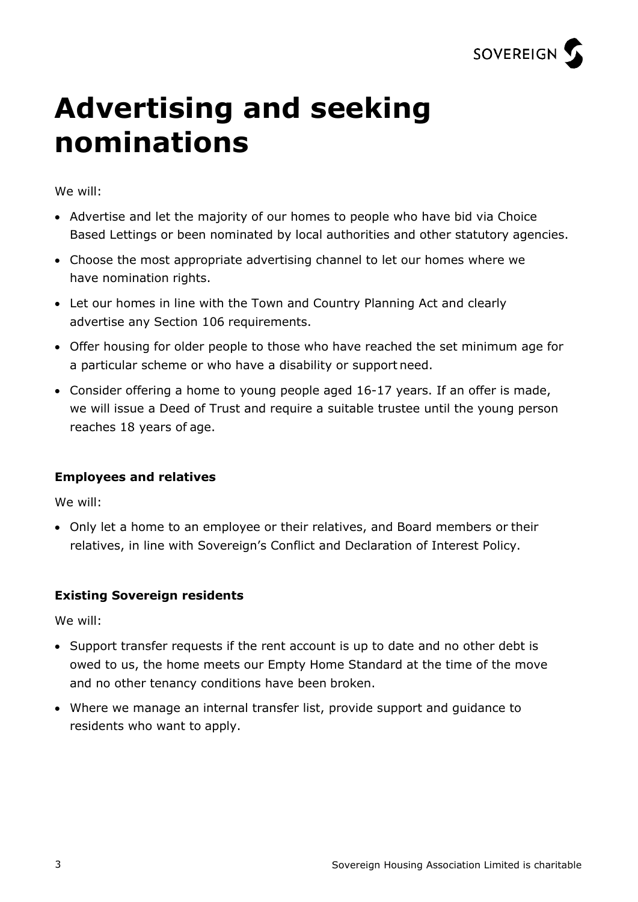# Advertising and seeking nominations

We will:

- Advertise and let the majority of our homes to people who have bid via Choice Based Lettings or been nominated by local authorities and other statutory agencies.
- Choose the most appropriate advertising channel to let our homes where we have nomination rights.
- Let our homes in line with the Town and Country Planning Act and clearly advertise any Section 106 requirements.
- Offer housing for older people to those who have reached the set minimum age for a particular scheme or who have a disability or support need.
- Consider offering a home to young people aged 16-17 years. If an offer is made, we will issue a Deed of Trust and require a suitable trustee until the young person reaches 18 years of age.

**Employees and relatives**

We will:

- Only let a home to an employee or their relatives, and Board members or their relatives, in line with Sovereign's Conflict and Declaration of Interest Policy.

**Existing Sovereign residents**

We will:

- Support transfer requests if the rent account is up to date and no other debt is owed to us, the home meets our Empty Home Standard at the time of the move and no other tenancy conditions have been broken.
- Where we manage an internal transfer list, provide support and guidance to residents who want to apply.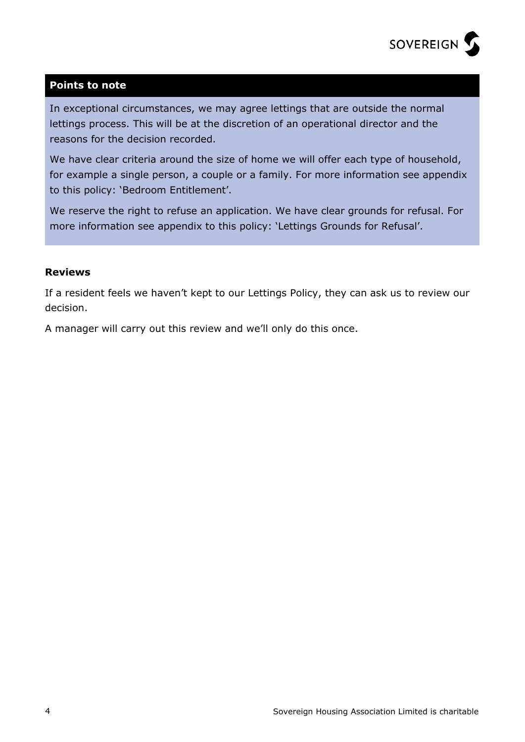### Points to note

In exceptional circumstances, we may agree lettings that are outside the normal lettings process. This will be at the discretion of an operational director and the reasons for the decision recorded.

We have clear criteria around the size of home we will offer each type of household, for example a single person, a couple or a family. For more information see appendix to this policy: 'Bedroom Entitlement'.

We reserve the right to refuse an application. We have clear grounds for refusal. For more information see appendix to this policy: 'Lettings Grounds for Refusal'.

**Reviews**

If a resident feels we haven't kept to our Lettings Policy, they can ask us to review our decision.

A manager will carry out this review and we'll only do this once.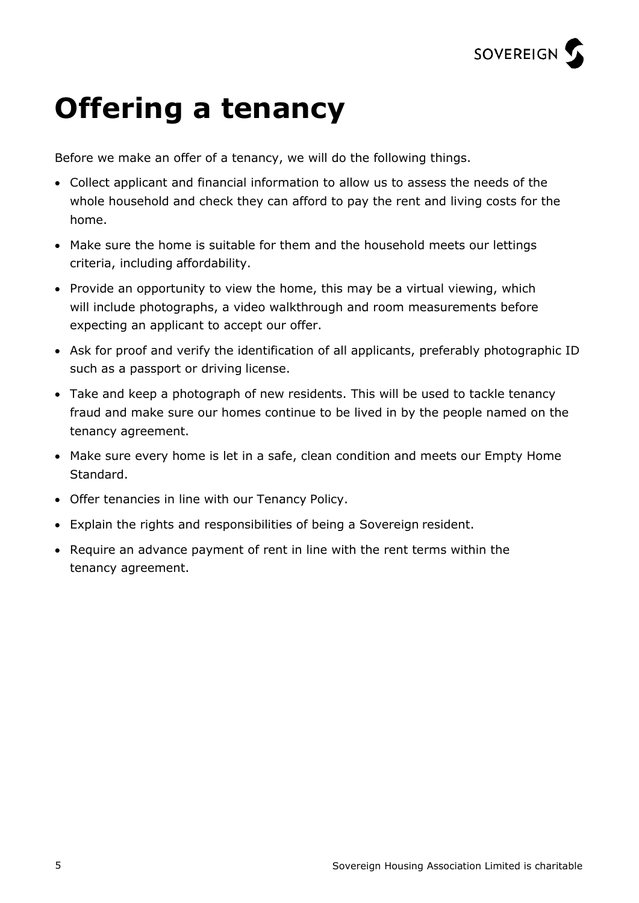# Offering a tenancy

Before we make an offer of a tenancy, we will do the following things.

- Collect applicant and financial information to allow us to assess the needs of the whole household and check they can afford to pay the rent and living costs for the home.
- Make sure the home is suitable for them and the household meets our lettings criteria, including affordability.
- Provide an opportunity to view the home, this may be a virtual viewing, which will include photographs, a video walkthrough and room measurements before expecting an applicant to accept our offer.
- Ask for proof and verify the identification of all applicants, preferably photographic ID such as a passport or driving license.
- Take and keep a photograph of new residents. This will be used to tackle tenancy fraud and make sure our homes continue to be lived in by the people named on the tenancy agreement.
- Make sure every home is let in a safe, clean condition and meets our Empty Home Standard.
- Offer tenancies in line with our Tenancy Policy.
- Explain the rights and responsibilities of being a Sovereign resident.
- Require an advance payment of rent in line with the rent terms within the tenancy agreement.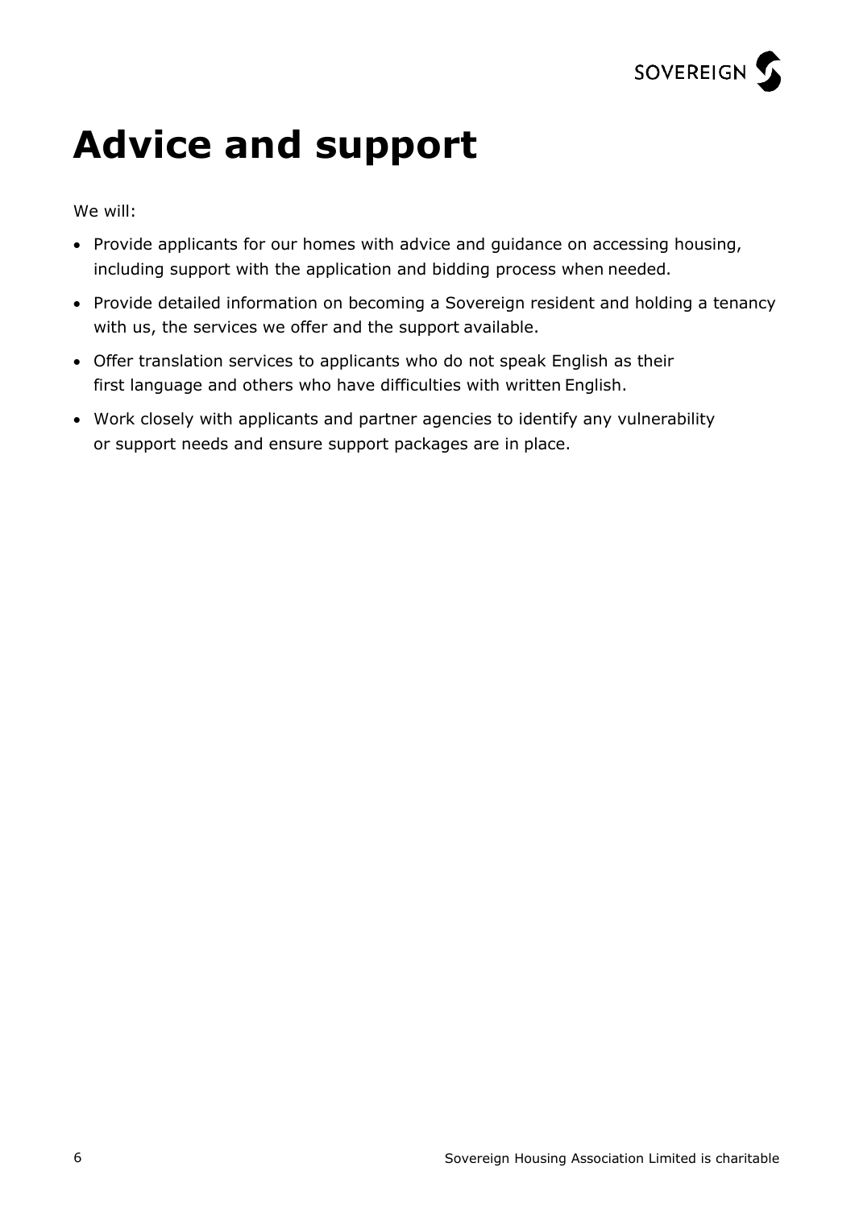# Advice and support

We will:

- Provide applicants for our homes with advice and guidance on accessing housing, including support with the application and bidding process when needed.
- Provide detailed information on becoming a Sovereign resident and holding a tenancy with us, the services we offer and the support available.
- Offer translation services to applicants who do not speak English as their first language and others who have difficulties with written English.
- Work closely with applicants and partner agencies to identify any vulnerability or support needs and ensure support packages are in place.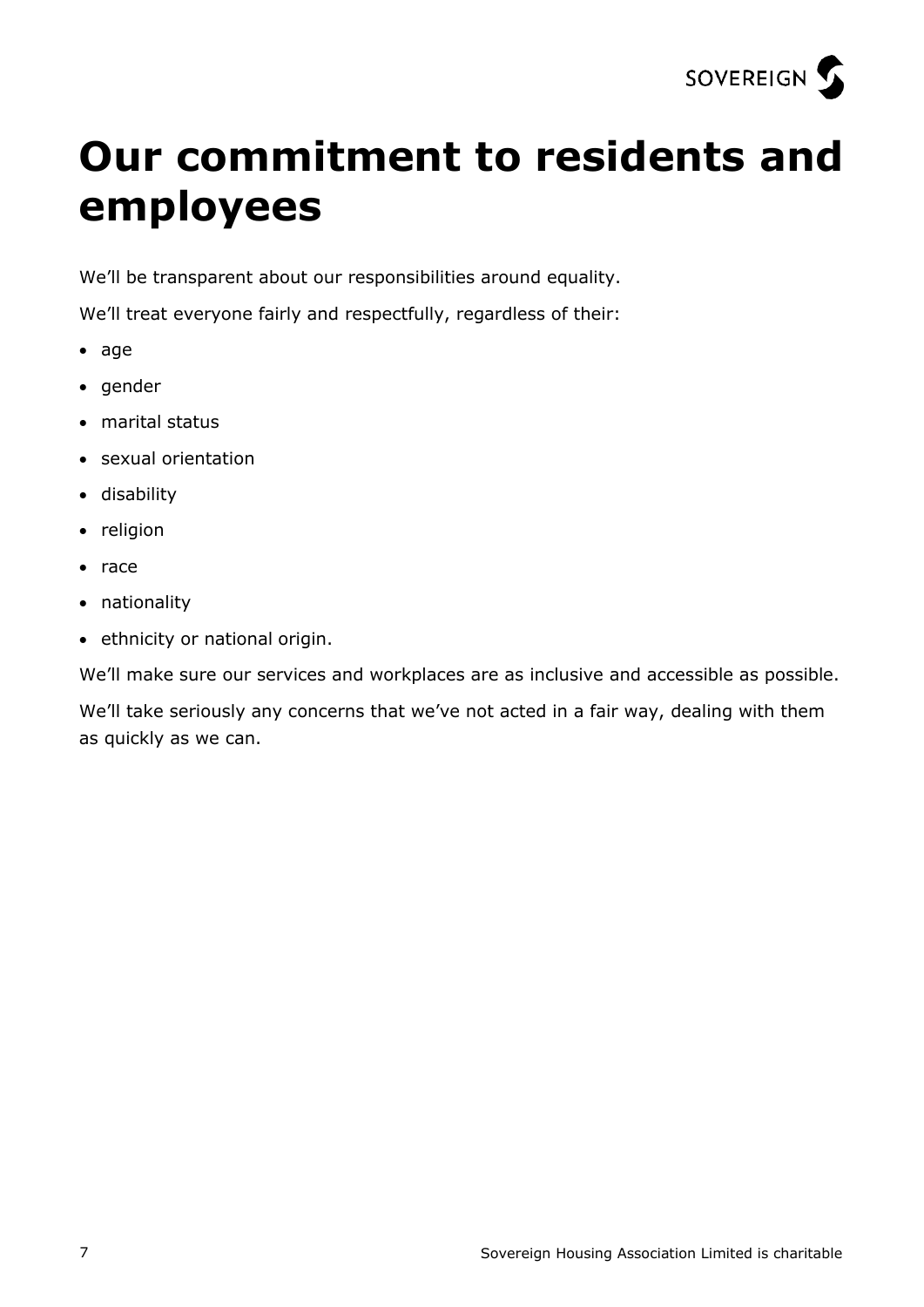# Our commitment to residents and employees

We'll be transparent about our responsibilities around equality.

We'll treat everyone fairly and respectfully, regardless of their:

- age
- gender
- marital status
- sexual orientation
- disability
- religion
- race
- nationality
- ethnicity or national origin.

We'll make sure our services and workplaces are as inclusive and accessible as possible.

We'll take seriously any concerns that we've not acted in a fair way, dealing with them as quickly as we can.